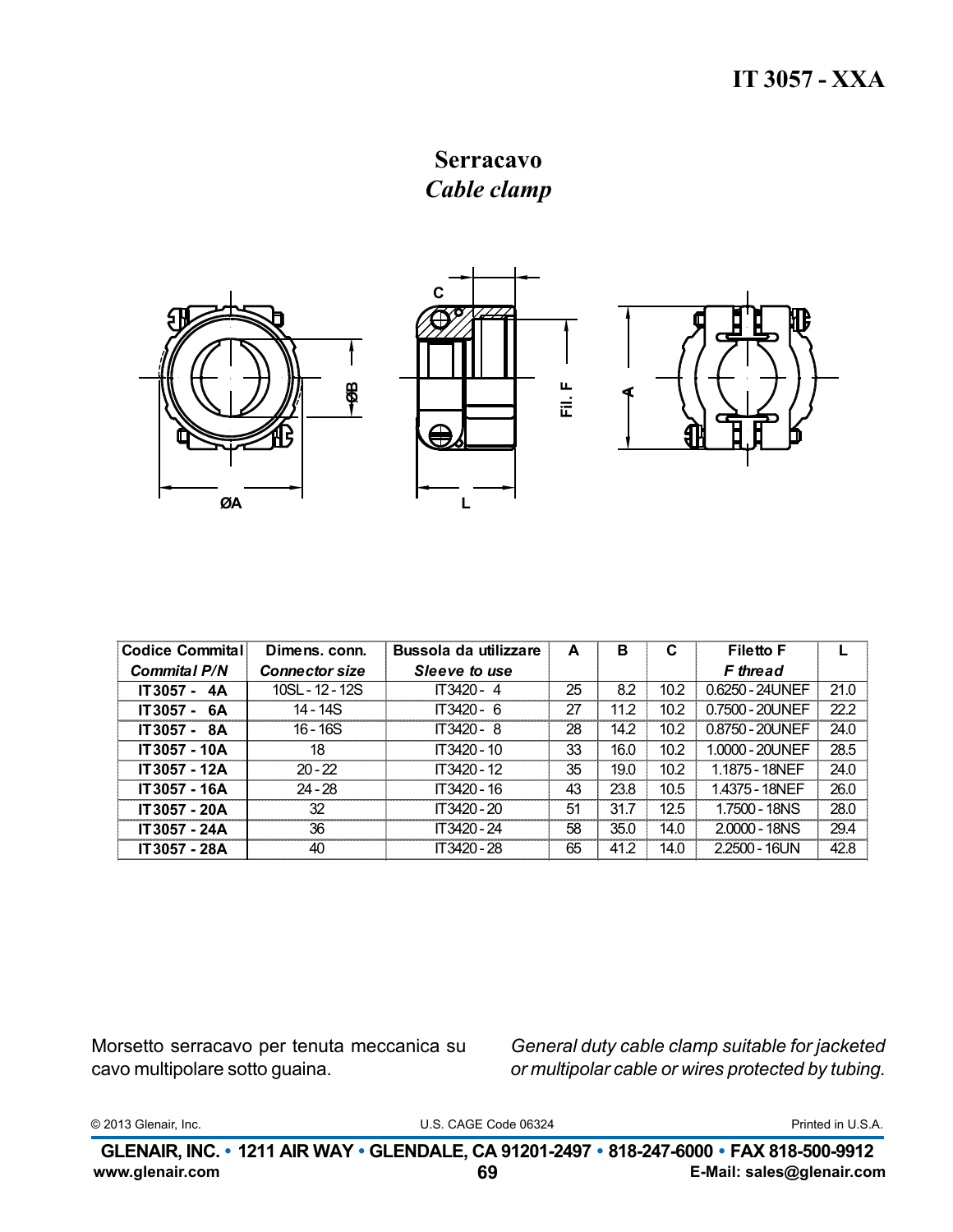# IT 3057 - XXA

## Serracavo
## *Cable clamp*

C

ØB

Fil. F

A

ØA

L

| Codice Commital *Commital P/N* | Dimens. conn. *Connector size* | Bussola da utilizzare *Sleeve to use* | A | B | C | Filetto F *F thread* | L |
|---|---|---|---|---|---|---|---|
| **IT3057 - 4A** | 10SL - 12 - 12S | IT3420 - 4 | 25 | 8.2 | 10.2 | 0.6250 - 24UNEF | 21.0 |
| **IT3057 - 6A** | 14 - 14S | IT3420 - 6 | 27 | 11.2 | 10.2 | 0.7500 - 20UNEF | 22.2 |
| **IT3057 - 8A** | 16 - 16S | IT3420 - 8 | 28 | 14.2 | 10.2 | 0.8750 - 20UNEF | 24.0 |
| **IT3057 - 10A** | 18 | IT3420 - 10 | 33 | 16.0 | 10.2 | 1.0000 - 20UNEF | 28.5 |
| **IT3057 - 12A** | 20 - 22 | IT3420 - 12 | 35 | 19.0 | 10.2 | 1.1875 - 18NEF | 24.0 |
| **IT3057 - 16A** | 24 - 28 | IT3420 - 16 | 43 | 23.8 | 10.5 | 1.4375 - 18NEF | 26.0 |
| **IT3057 - 20A** | 32 | IT3420 - 20 | 51 | 31.7 | 12.5 | 1.7500 - 18NS | 28.0 |
| **IT3057 - 24A** | 36 | IT3420 - 24 | 58 | 35.0 | 14.0 | 2.0000 - 18NS | 29.4 |
| **IT3057 - 28A** | 40 | IT3420 - 28 | 65 | 41.2 | 14.0 | 2.2500 - 16UN | 42.8 |

Morsetto serracavo per tenuta meccanica su cavo multipolare sotto guaina.

*General duty cable clamp suitable for jacketed or multipolar cable or wires protected by tubing.*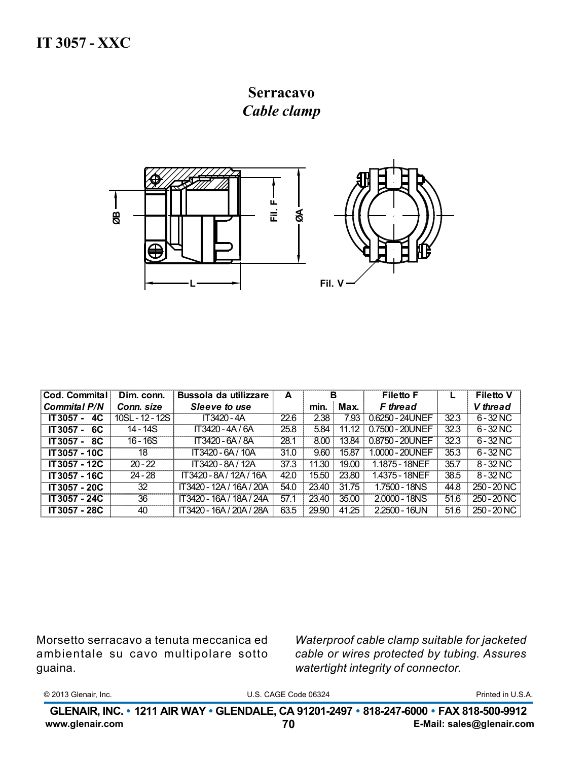# IT 3057 - XXC

## Serracavo
### *Cable clamp*

ØB

Fil. F

ØA

L

Fil. V

| Cod. Commital *Commital P/N* | Dim. conn. *Conn. size* | Bussola da utilizzare *Sleeve to use* | A | B | | Filetto F *F thread* | L | Filetto V *V thread* |
|---|---|---|---|---|---|---|---|---|
| | | | | min. | Max. | | | |
| **IT3057 - 4C** | 10SL - 12 - 12S | IT3420 - 4A | 22.6 | 2.38 | 7.93 | 0.6250 - 24UNEF | 32.3 | 6 - 32 NC |
| **IT3057 - 6C** | 14 - 14S | IT3420 - 4A / 6A | 25.8 | 5.84 | 11.12 | 0.7500 - 20UNEF | 32.3 | 6 - 32 NC |
| **IT3057 - 8C** | 16 - 16S | IT3420 - 6A / 8A | 28.1 | 8.00 | 13.84 | 0.8750 - 20UNEF | 32.3 | 6 - 32 NC |
| **IT3057 - 10C** | 18 | IT3420 - 6A / 10A | 31.0 | 9.60 | 15.87 | 1.0000 - 20UNEF | 35.3 | 6 - 32 NC |
| **IT3057 - 12C** | 20 - 22 | IT3420 - 8A / 12A | 37.3 | 11.30 | 19.00 | 1.1875 - 18NEF | 35.7 | 8 - 32 NC |
| **IT3057 - 16C** | 24 - 28 | IT3420 - 8A / 12A / 16A | 42.0 | 15.50 | 23.80 | 1.4375 - 18NEF | 38.5 | 8 - 32 NC |
| **IT3057 - 20C** | 32 | IT3420 - 12A / 16A / 20A | 54.0 | 23.40 | 31.75 | 1.7500 - 18NS | 44.8 | 250 - 20 NC |
| **IT3057 - 24C** | 36 | IT3420 - 16A / 18A / 24A | 57.1 | 23.40 | 35.00 | 2.0000 - 18NS | 51.6 | 250 - 20 NC |
| **IT3057 - 28C** | 40 | IT3420 - 16A / 20A / 28A | 63.5 | 29.90 | 41.25 | 2.2500 - 16UN | 51.6 | 250 - 20 NC |

Morsetto serracavo a tenuta meccanica ed ambientale su cavo multipolare sotto guaina.

*Waterproof cable clamp suitable for jacketed cable or wires protected by tubing. Assures watertight integrity of connector.*